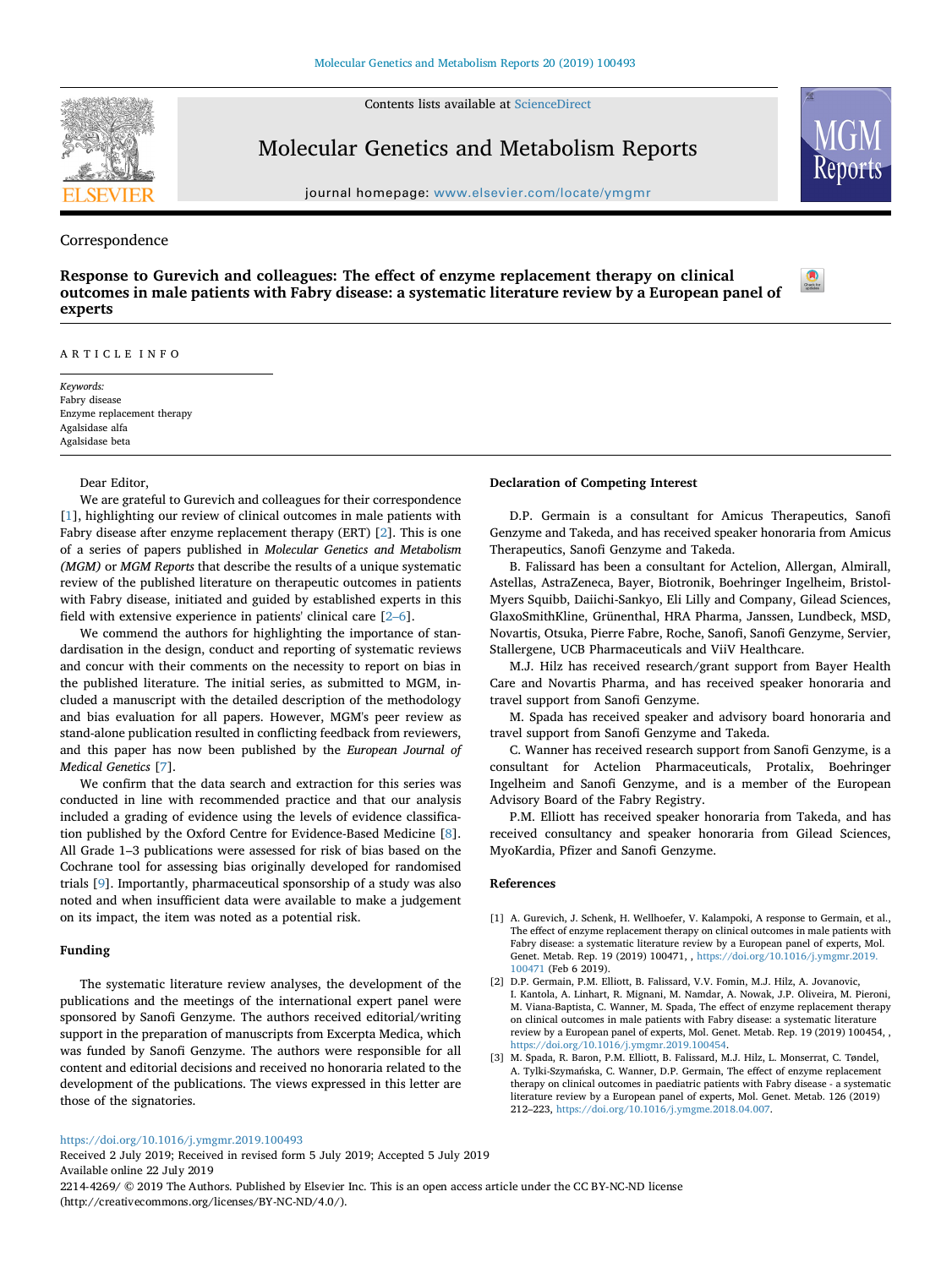Correspondence

# Response to Gurevich and colleagues: The effect of enzyme replacement therapy on clinical outcomes in male patients with Fabry disease: a systematic literature review by a European panel of experts

ARTICLE INFO

*Keywords:*
Fabry disease
Enzyme replacement therapy
Agalsidase alfa
Agalsidase beta

Dear Editor,

We are grateful to Gurevich and colleagues for their correspondence [1], highlighting our review of clinical outcomes in male patients with Fabry disease after enzyme replacement therapy (ERT) [2]. This is one of a series of papers published in *Molecular Genetics and Metabolism (MGM)* or *MGM Reports* that describe the results of a unique systematic review of the published literature on therapeutic outcomes in patients with Fabry disease, initiated and guided by established experts in this field with extensive experience in patients' clinical care [2–6].

We commend the authors for highlighting the importance of standardisation in the design, conduct and reporting of systematic reviews and concur with their comments on the necessity to report on bias in the published literature. The initial series, as submitted to MGM, included a manuscript with the detailed description of the methodology and bias evaluation for all papers. However, MGM's peer review as stand-alone publication resulted in conflicting feedback from reviewers, and this paper has now been published by the *European Journal of Medical Genetics* [7].

We confirm that the data search and extraction for this series was conducted in line with recommended practice and that our analysis included a grading of evidence using the levels of evidence classification published by the Oxford Centre for Evidence-Based Medicine [8]. All Grade 1–3 publications were assessed for risk of bias based on the Cochrane tool for assessing bias originally developed for randomised trials [9]. Importantly, pharmaceutical sponsorship of a study was also noted and when insufficient data were available to make a judgement on its impact, the item was noted as a potential risk.

## Funding

The systematic literature review analyses, the development of the publications and the meetings of the international expert panel were sponsored by Sanofi Genzyme. The authors received editorial/writing support in the preparation of manuscripts from Excerpta Medica, which was funded by Sanofi Genzyme. The authors were responsible for all content and editorial decisions and received no honoraria related to the development of the publications. The views expressed in this letter are those of the signatories.

## Declaration of Competing Interest

D.P. Germain is a consultant for Amicus Therapeutics, Sanofi Genzyme and Takeda, and has received speaker honoraria from Amicus Therapeutics, Sanofi Genzyme and Takeda.

B. Falissard has been a consultant for Actelion, Allergan, Almirall, Astellas, AstraZeneca, Bayer, Biotronik, Boehringer Ingelheim, Bristol-Myers Squibb, Daiichi-Sankyo, Eli Lilly and Company, Gilead Sciences, GlaxoSmithKline, Grünenthal, HRA Pharma, Janssen, Lundbeck, MSD, Novartis, Otsuka, Pierre Fabre, Roche, Sanofi, Sanofi Genzyme, Servier, Stallergene, UCB Pharmaceuticals and ViiV Healthcare.

M.J. Hilz has received research/grant support from Bayer Health Care and Novartis Pharma, and has received speaker honoraria and travel support from Sanofi Genzyme.

M. Spada has received speaker and advisory board honoraria and travel support from Sanofi Genzyme and Takeda.

C. Wanner has received research support from Sanofi Genzyme, is a consultant for Actelion Pharmaceuticals, Protalix, Boehringer Ingelheim and Sanofi Genzyme, and is a member of the European Advisory Board of the Fabry Registry.

P.M. Elliott has received speaker honoraria from Takeda, and has received consultancy and speaker honoraria from Gilead Sciences, MyoKardia, Pfizer and Sanofi Genzyme.

## References

[1] A. Gurevich, J. Schenk, H. Wellhoefer, V. Kalampoki, A response to Germain, et al., The effect of enzyme replacement therapy on clinical outcomes in male patients with Fabry disease: a systematic literature review by a European panel of experts, Mol. Genet. Metab. Rep. 19 (2019) 100471, , https://doi.org/10.1016/j.ymgmr.2019.100471 (Feb 6 2019).

[2] D.P. Germain, P.M. Elliott, B. Falissard, V.V. Fomin, M.J. Hilz, A. Jovanovic, I. Kantola, A. Linhart, R. Mignani, M. Namdar, A. Nowak, J.P. Oliveira, M. Pieroni, M. Viana-Baptista, C. Wanner, M. Spada, The effect of enzyme replacement therapy on clinical outcomes in male patients with Fabry disease: a systematic literature review by a European panel of experts, Mol. Genet. Metab. Rep. 19 (2019) 100454, , https://doi.org/10.1016/j.ymgmr.2019.100454.

[3] M. Spada, R. Baron, P.M. Elliott, B. Falissard, M.J. Hilz, L. Monserrat, C. Tøndel, A. Tylki-Szymańska, C. Wanner, D.P. Germain, The effect of enzyme replacement therapy on clinical outcomes in paediatric patients with Fabry disease - a systematic literature review by a European panel of experts, Mol. Genet. Metab. 126 (2019) 212–223, https://doi.org/10.1016/j.ymgme.2018.04.007.

https://doi.org/10.1016/j.ymgmr.2019.100493
Received 2 July 2019; Received in revised form 5 July 2019; Accepted 5 July 2019
Available online 22 July 2019
2214-4269/ © 2019 The Authors. Published by Elsevier Inc. This is an open access article under the CC BY-NC-ND license (http://creativecommons.org/licenses/BY-NC-ND/4.0/).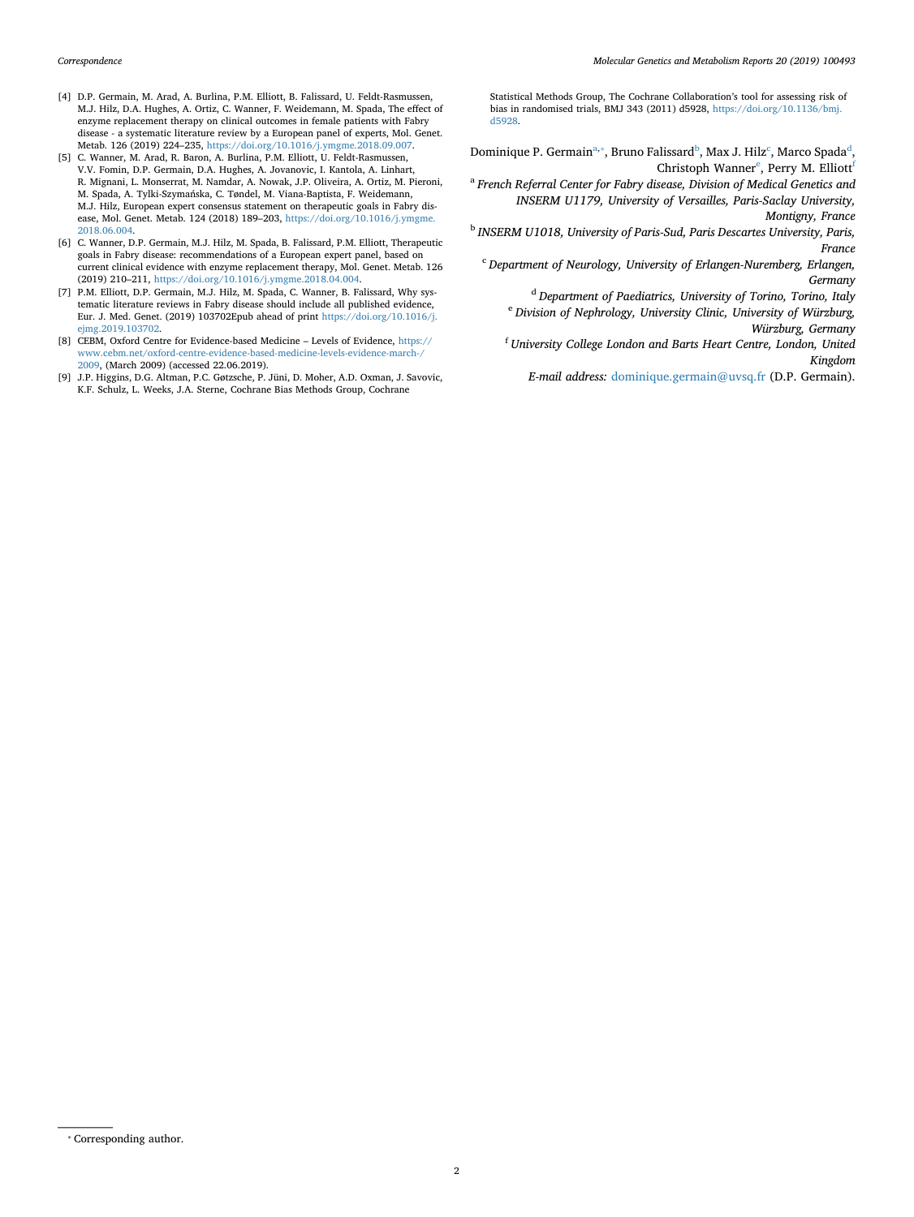[4] D.P. Germain, M. Arad, A. Burlina, P.M. Elliott, B. Falissard, U. Feldt-Rasmussen, M.J. Hilz, D.A. Hughes, A. Ortiz, C. Wanner, F. Weidemann, M. Spada, The effect of enzyme replacement therapy on clinical outcomes in female patients with Fabry disease - a systematic literature review by a European panel of experts, Mol. Genet. Metab. 126 (2019) 224–235, https://doi.org/10.1016/j.ymgme.2018.09.007.

[5] C. Wanner, M. Arad, R. Baron, A. Burlina, P.M. Elliott, U. Feldt-Rasmussen, V.V. Fomin, D.P. Germain, D.A. Hughes, A. Jovanovic, I. Kantola, A. Linhart, R. Mignani, L. Monserrat, M. Namdar, A. Nowak, J.P. Oliveira, A. Ortiz, M. Pieroni, M. Spada, A. Tylki-Szymańska, C. Tøndel, M. Viana-Baptista, F. Weidemann, M.J. Hilz, European expert consensus statement on therapeutic goals in Fabry disease, Mol. Genet. Metab. 124 (2018) 189–203, https://doi.org/10.1016/j.ymgme.2018.06.004.

[6] C. Wanner, D.P. Germain, M.J. Hilz, M. Spada, B. Falissard, P.M. Elliott, Therapeutic goals in Fabry disease: recommendations of a European expert panel, based on current clinical evidence with enzyme replacement therapy, Mol. Genet. Metab. 126 (2019) 210–211, https://doi.org/10.1016/j.ymgme.2018.04.004.

[7] P.M. Elliott, D.P. Germain, M.J. Hilz, M. Spada, C. Wanner, B. Falissard, Why systematic literature reviews in Fabry disease should include all published evidence, Eur. J. Med. Genet. (2019) 103702Epub ahead of print https://doi.org/10.1016/j.ejmg.2019.103702.

[8] CEBM, Oxford Centre for Evidence-based Medicine – Levels of Evidence, https://www.cebm.net/oxford-centre-evidence-based-medicine-levels-evidence-march-/2009, (March 2009) (accessed 22.06.2019).

[9] J.P. Higgins, D.G. Altman, P.C. Gøtzsche, P. Jüni, D. Moher, A.D. Oxman, J. Savovic, K.F. Schulz, L. Weeks, J.A. Sterne, Cochrane Bias Methods Group, Cochrane Statistical Methods Group, The Cochrane Collaboration's tool for assessing risk of bias in randomised trials, BMJ 343 (2011) d5928, https://doi.org/10.1136/bmj.d5928.

Dominique P. Germain[a,*], Bruno Falissard[b], Max J. Hilz[c], Marco Spada[d], Christoph Wanner[e], Perry M. Elliott[f]

[a] *French Referral Center for Fabry disease, Division of Medical Genetics and INSERM U1179, University of Versailles, Paris-Saclay University, Montigny, France*

[b] *INSERM U1018, University of Paris-Sud, Paris Descartes University, Paris, France*

[c] *Department of Neurology, University of Erlangen-Nuremberg, Erlangen, Germany*

[d] *Department of Paediatrics, University of Torino, Torino, Italy*

[e] *Division of Nephrology, University Clinic, University of Würzburg, Würzburg, Germany*

[f] *University College London and Barts Heart Centre, London, United Kingdom*

*E-mail address:* dominique.germain@uvsq.fr (D.P. Germain).

* Corresponding author.